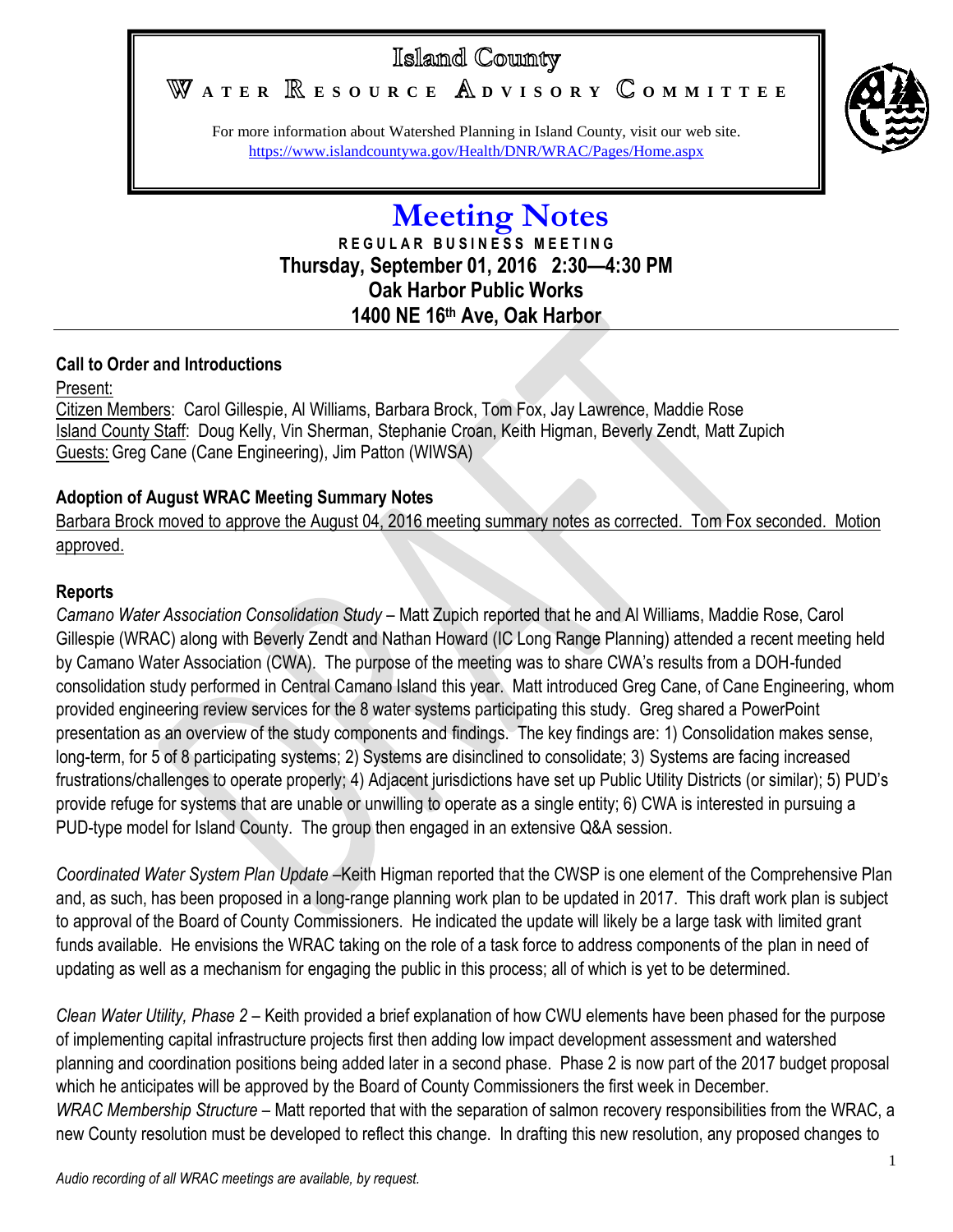# Island County

## WATER RESOURCE ADVISORY COMMITTEE

For more information about Watershed Planning in Island County, visit our web site.
https://www.islandcountywa.gov/Health/DNR/WRAC/Pages/Home.aspx

# Meeting Notes

**REGULAR BUSINESS MEETING**
**Thursday, September 01, 2016 2:30—4:30 PM**
**Oak Harbor Public Works**
**1400 NE 16th Ave, Oak Harbor**

### Call to Order and Introductions

Present:
Citizen Members: Carol Gillespie, Al Williams, Barbara Brock, Tom Fox, Jay Lawrence, Maddie Rose
Island County Staff: Doug Kelly, Vin Sherman, Stephanie Croan, Keith Higman, Beverly Zendt, Matt Zupich
Guests: Greg Cane (Cane Engineering), Jim Patton (WIWSA)

### Adoption of August WRAC Meeting Summary Notes

Barbara Brock moved to approve the August 04, 2016 meeting summary notes as corrected. Tom Fox seconded. Motion approved.

### Reports

*Camano Water Association Consolidation Study* – Matt Zupich reported that he and Al Williams, Maddie Rose, Carol Gillespie (WRAC) along with Beverly Zendt and Nathan Howard (IC Long Range Planning) attended a recent meeting held by Camano Water Association (CWA). The purpose of the meeting was to share CWA's results from a DOH-funded consolidation study performed in Central Camano Island this year. Matt introduced Greg Cane, of Cane Engineering, whom provided engineering review services for the 8 water systems participating this study. Greg shared a PowerPoint presentation as an overview of the study components and findings. The key findings are: 1) Consolidation makes sense, long-term, for 5 of 8 participating systems; 2) Systems are disinclined to consolidate; 3) Systems are facing increased frustrations/challenges to operate properly; 4) Adjacent jurisdictions have set up Public Utility Districts (or similar); 5) PUD's provide refuge for systems that are unable or unwilling to operate as a single entity; 6) CWA is interested in pursuing a PUD-type model for Island County. The group then engaged in an extensive Q&A session.

*Coordinated Water System Plan Update* –Keith Higman reported that the CWSP is one element of the Comprehensive Plan and, as such, has been proposed in a long-range planning work plan to be updated in 2017. This draft work plan is subject to approval of the Board of County Commissioners. He indicated the update will likely be a large task with limited grant funds available. He envisions the WRAC taking on the role of a task force to address components of the plan in need of updating as well as a mechanism for engaging the public in this process; all of which is yet to be determined.

*Clean Water Utility, Phase 2* – Keith provided a brief explanation of how CWU elements have been phased for the purpose of implementing capital infrastructure projects first then adding low impact development assessment and watershed planning and coordination positions being added later in a second phase. Phase 2 is now part of the 2017 budget proposal which he anticipates will be approved by the Board of County Commissioners the first week in December.

*WRAC Membership Structure* – Matt reported that with the separation of salmon recovery responsibilities from the WRAC, a new County resolution must be developed to reflect this change. In drafting this new resolution, any proposed changes to

*Audio recording of all WRAC meetings are available, by request.*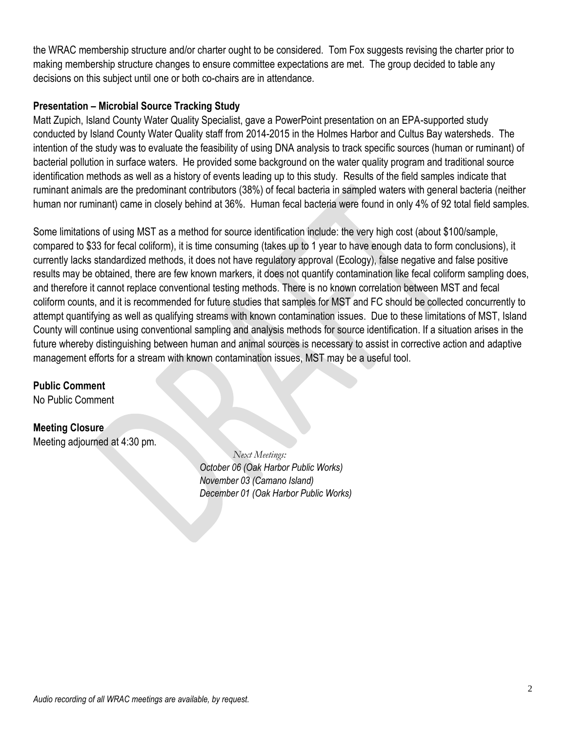the WRAC membership structure and/or charter ought to be considered. Tom Fox suggests revising the charter prior to making membership structure changes to ensure committee expectations are met. The group decided to table any decisions on this subject until one or both co-chairs are in attendance.

**Presentation – Microbial Source Tracking Study**

Matt Zupich, Island County Water Quality Specialist, gave a PowerPoint presentation on an EPA-supported study conducted by Island County Water Quality staff from 2014-2015 in the Holmes Harbor and Cultus Bay watersheds. The intention of the study was to evaluate the feasibility of using DNA analysis to track specific sources (human or ruminant) of bacterial pollution in surface waters. He provided some background on the water quality program and traditional source identification methods as well as a history of events leading up to this study. Results of the field samples indicate that ruminant animals are the predominant contributors (38%) of fecal bacteria in sampled waters with general bacteria (neither human nor ruminant) came in closely behind at 36%. Human fecal bacteria were found in only 4% of 92 total field samples.

Some limitations of using MST as a method for source identification include: the very high cost (about $100/sample, compared to $33 for fecal coliform), it is time consuming (takes up to 1 year to have enough data to form conclusions), it currently lacks standardized methods, it does not have regulatory approval (Ecology), false negative and false positive results may be obtained, there are few known markers, it does not quantify contamination like fecal coliform sampling does, and therefore it cannot replace conventional testing methods. There is no known correlation between MST and fecal coliform counts, and it is recommended for future studies that samples for MST and FC should be collected concurrently to attempt quantifying as well as qualifying streams with known contamination issues. Due to these limitations of MST, Island County will continue using conventional sampling and analysis methods for source identification. If a situation arises in the future whereby distinguishing between human and animal sources is necessary to assist in corrective action and adaptive management efforts for a stream with known contamination issues, MST may be a useful tool.

**Public Comment**

No Public Comment

**Meeting Closure**

Meeting adjourned at 4:30 pm.

*Next Meetings:*
*October 06 (Oak Harbor Public Works)*
*November 03 (Camano Island)*
*December 01 (Oak Harbor Public Works)*

*Audio recording of all WRAC meetings are available, by request.*